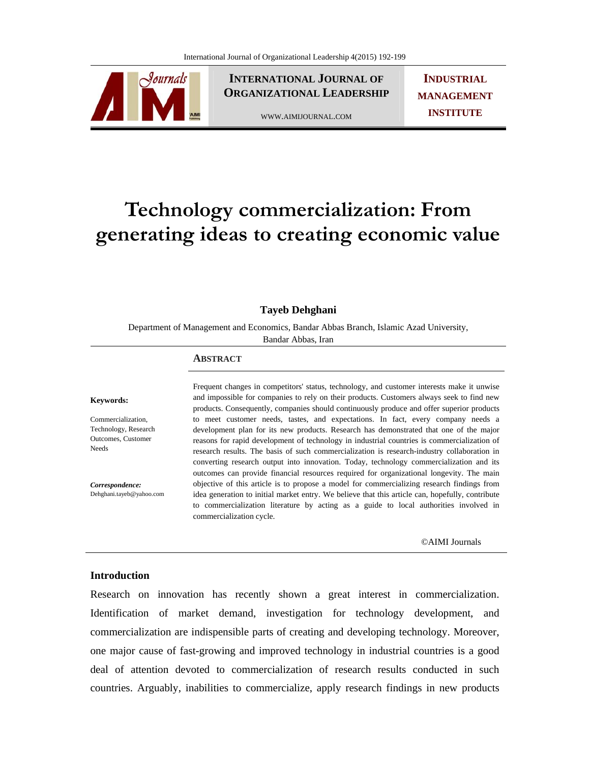# Technology commercialization: From generating ideas to creating economic value

**Tayeb Dehghani**

Department of Management and Economics, Bandar Abbas Branch, Islamic Azad University, Bandar Abbas, Iran

**Keywords:**

Commercialization, Technology, Research Outcomes, Customer Needs

***Correspondence:***
Dehghani.tayeb@yahoo.com

## Abstract

Frequent changes in competitors' status, technology, and customer interests make it unwise and impossible for companies to rely on their products. Customers always seek to find new products. Consequently, companies should continuously produce and offer superior products to meet customer needs, tastes, and expectations. In fact, every company needs a development plan for its new products. Research has demonstrated that one of the major reasons for rapid development of technology in industrial countries is commercialization of research results. The basis of such commercialization is research-industry collaboration in converting research output into innovation. Today, technology commercialization and its outcomes can provide financial resources required for organizational longevity. The main objective of this article is to propose a model for commercializing research findings from idea generation to initial market entry. We believe that this article can, hopefully, contribute to commercialization literature by acting as a guide to local authorities involved in commercialization cycle.

©AIMI Journals

## Introduction

Research on innovation has recently shown a great interest in commercialization. Identification of market demand, investigation for technology development, and commercialization are indispensible parts of creating and developing technology. Moreover, one major cause of fast-growing and improved technology in industrial countries is a good deal of attention devoted to commercialization of research results conducted in such countries. Arguably, inabilities to commercialize, apply research findings in new products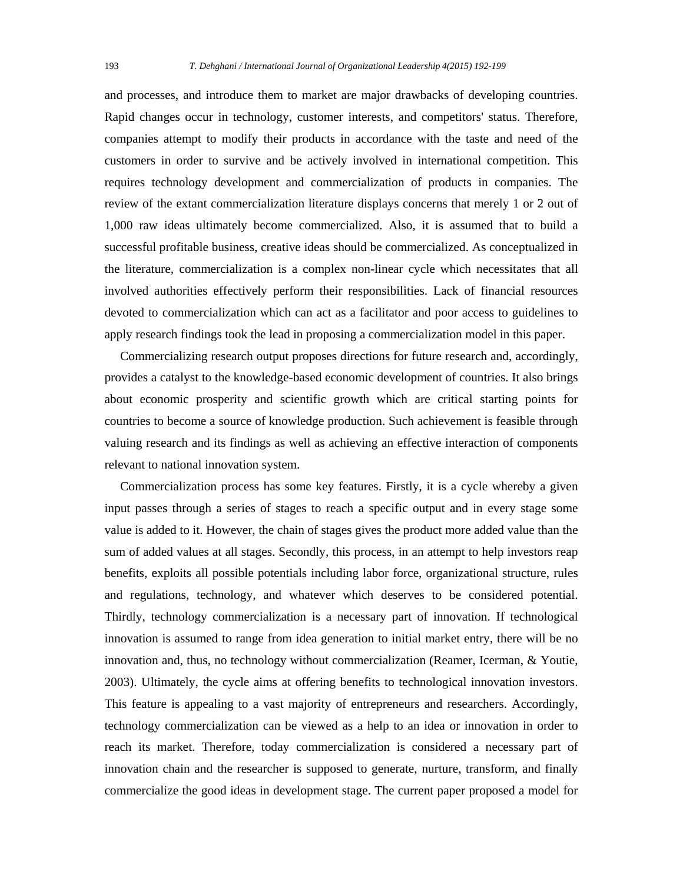and processes, and introduce them to market are major drawbacks of developing countries. Rapid changes occur in technology, customer interests, and competitors' status. Therefore, companies attempt to modify their products in accordance with the taste and need of the customers in order to survive and be actively involved in international competition. This requires technology development and commercialization of products in companies. The review of the extant commercialization literature displays concerns that merely 1 or 2 out of 1,000 raw ideas ultimately become commercialized. Also, it is assumed that to build a successful profitable business, creative ideas should be commercialized. As conceptualized in the literature, commercialization is a complex non-linear cycle which necessitates that all involved authorities effectively perform their responsibilities. Lack of financial resources devoted to commercialization which can act as a facilitator and poor access to guidelines to apply research findings took the lead in proposing a commercialization model in this paper.

Commercializing research output proposes directions for future research and, accordingly, provides a catalyst to the knowledge-based economic development of countries. It also brings about economic prosperity and scientific growth which are critical starting points for countries to become a source of knowledge production. Such achievement is feasible through valuing research and its findings as well as achieving an effective interaction of components relevant to national innovation system.

Commercialization process has some key features. Firstly, it is a cycle whereby a given input passes through a series of stages to reach a specific output and in every stage some value is added to it. However, the chain of stages gives the product more added value than the sum of added values at all stages. Secondly, this process, in an attempt to help investors reap benefits, exploits all possible potentials including labor force, organizational structure, rules and regulations, technology, and whatever which deserves to be considered potential. Thirdly, technology commercialization is a necessary part of innovation. If technological innovation is assumed to range from idea generation to initial market entry, there will be no innovation and, thus, no technology without commercialization (Reamer, Icerman, & Youtie, 2003). Ultimately, the cycle aims at offering benefits to technological innovation investors. This feature is appealing to a vast majority of entrepreneurs and researchers. Accordingly, technology commercialization can be viewed as a help to an idea or innovation in order to reach its market. Therefore, today commercialization is considered a necessary part of innovation chain and the researcher is supposed to generate, nurture, transform, and finally commercialize the good ideas in development stage. The current paper proposed a model for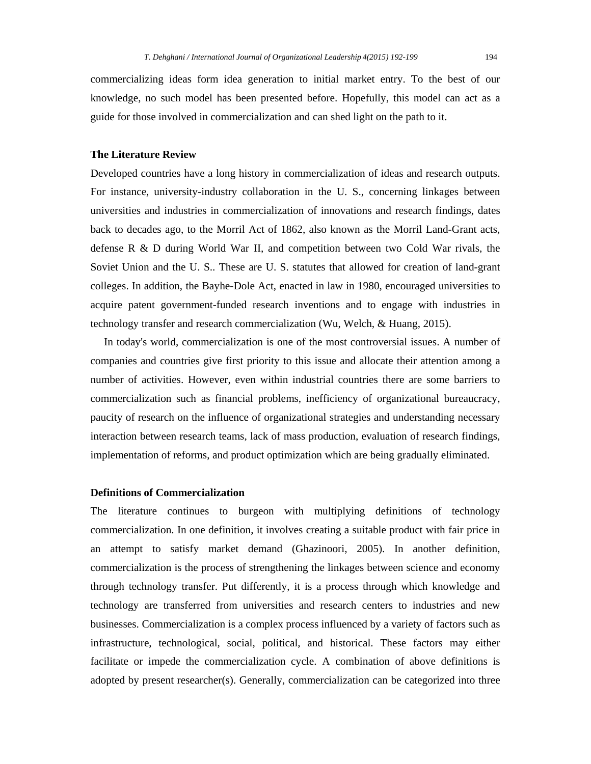commercializing ideas form idea generation to initial market entry. To the best of our knowledge, no such model has been presented before. Hopefully, this model can act as a guide for those involved in commercialization and can shed light on the path to it.

## The Literature Review

Developed countries have a long history in commercialization of ideas and research outputs. For instance, university-industry collaboration in the U. S., concerning linkages between universities and industries in commercialization of innovations and research findings, dates back to decades ago, to the Morril Act of 1862, also known as the Morril Land-Grant acts, defense R & D during World War II, and competition between two Cold War rivals, the Soviet Union and the U. S.. These are U. S. statutes that allowed for creation of land-grant colleges. In addition, the Bayhe-Dole Act, enacted in law in 1980, encouraged universities to acquire patent government-funded research inventions and to engage with industries in technology transfer and research commercialization (Wu, Welch, & Huang, 2015).

In today's world, commercialization is one of the most controversial issues. A number of companies and countries give first priority to this issue and allocate their attention among a number of activities. However, even within industrial countries there are some barriers to commercialization such as financial problems, inefficiency of organizational bureaucracy, paucity of research on the influence of organizational strategies and understanding necessary interaction between research teams, lack of mass production, evaluation of research findings, implementation of reforms, and product optimization which are being gradually eliminated.

## Definitions of Commercialization

The literature continues to burgeon with multiplying definitions of technology commercialization. In one definition, it involves creating a suitable product with fair price in an attempt to satisfy market demand (Ghazinoori, 2005). In another definition, commercialization is the process of strengthening the linkages between science and economy through technology transfer. Put differently, it is a process through which knowledge and technology are transferred from universities and research centers to industries and new businesses. Commercialization is a complex process influenced by a variety of factors such as infrastructure, technological, social, political, and historical. These factors may either facilitate or impede the commercialization cycle. A combination of above definitions is adopted by present researcher(s). Generally, commercialization can be categorized into three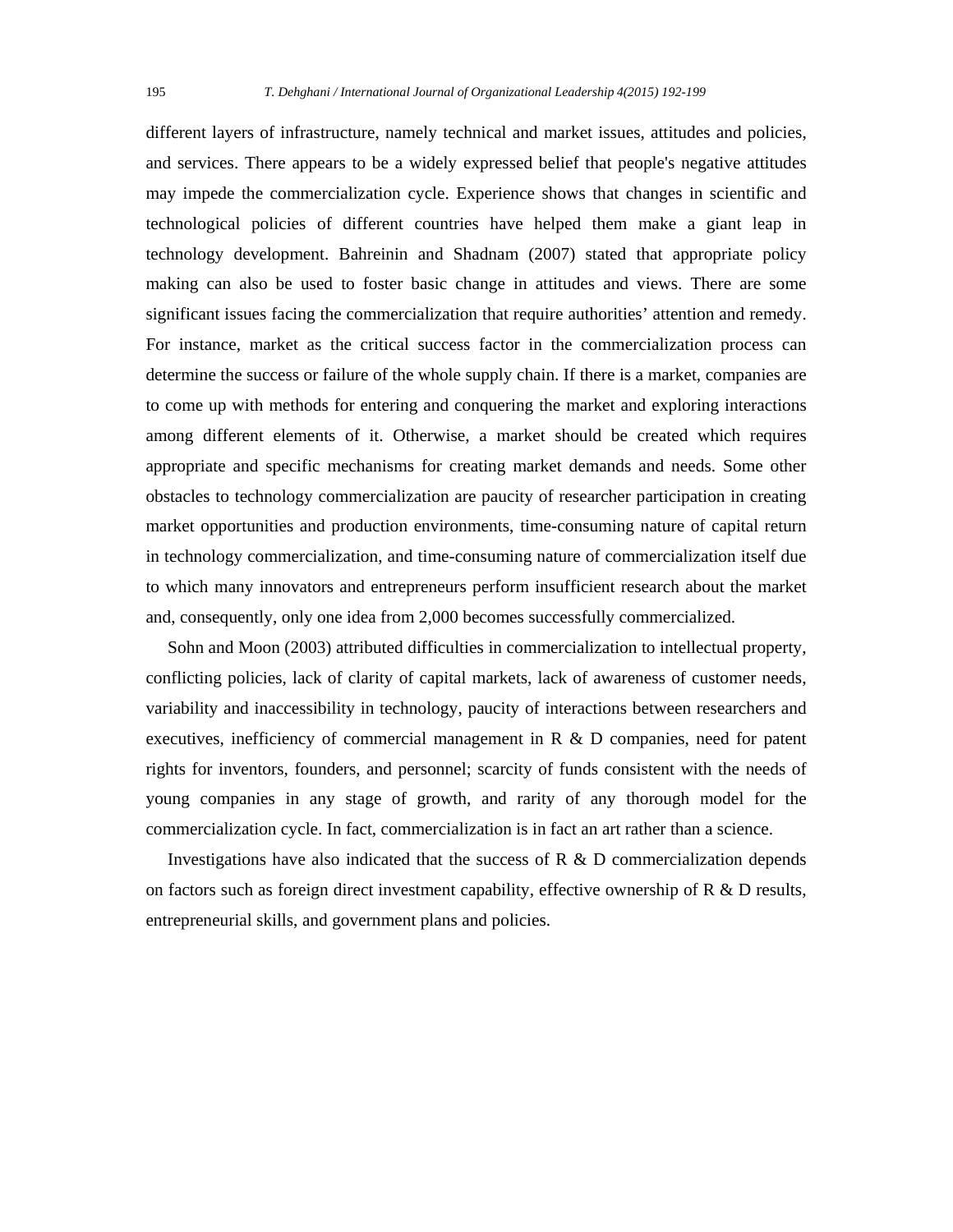different layers of infrastructure, namely technical and market issues, attitudes and policies, and services. There appears to be a widely expressed belief that people's negative attitudes may impede the commercialization cycle. Experience shows that changes in scientific and technological policies of different countries have helped them make a giant leap in technology development. Bahreinin and Shadnam (2007) stated that appropriate policy making can also be used to foster basic change in attitudes and views. There are some significant issues facing the commercialization that require authorities' attention and remedy. For instance, market as the critical success factor in the commercialization process can determine the success or failure of the whole supply chain. If there is a market, companies are to come up with methods for entering and conquering the market and exploring interactions among different elements of it. Otherwise, a market should be created which requires appropriate and specific mechanisms for creating market demands and needs. Some other obstacles to technology commercialization are paucity of researcher participation in creating market opportunities and production environments, time-consuming nature of capital return in technology commercialization, and time-consuming nature of commercialization itself due to which many innovators and entrepreneurs perform insufficient research about the market and, consequently, only one idea from 2,000 becomes successfully commercialized.

Sohn and Moon (2003) attributed difficulties in commercialization to intellectual property, conflicting policies, lack of clarity of capital markets, lack of awareness of customer needs, variability and inaccessibility in technology, paucity of interactions between researchers and executives, inefficiency of commercial management in R & D companies, need for patent rights for inventors, founders, and personnel; scarcity of funds consistent with the needs of young companies in any stage of growth, and rarity of any thorough model for the commercialization cycle. In fact, commercialization is in fact an art rather than a science.

Investigations have also indicated that the success of R & D commercialization depends on factors such as foreign direct investment capability, effective ownership of R & D results, entrepreneurial skills, and government plans and policies.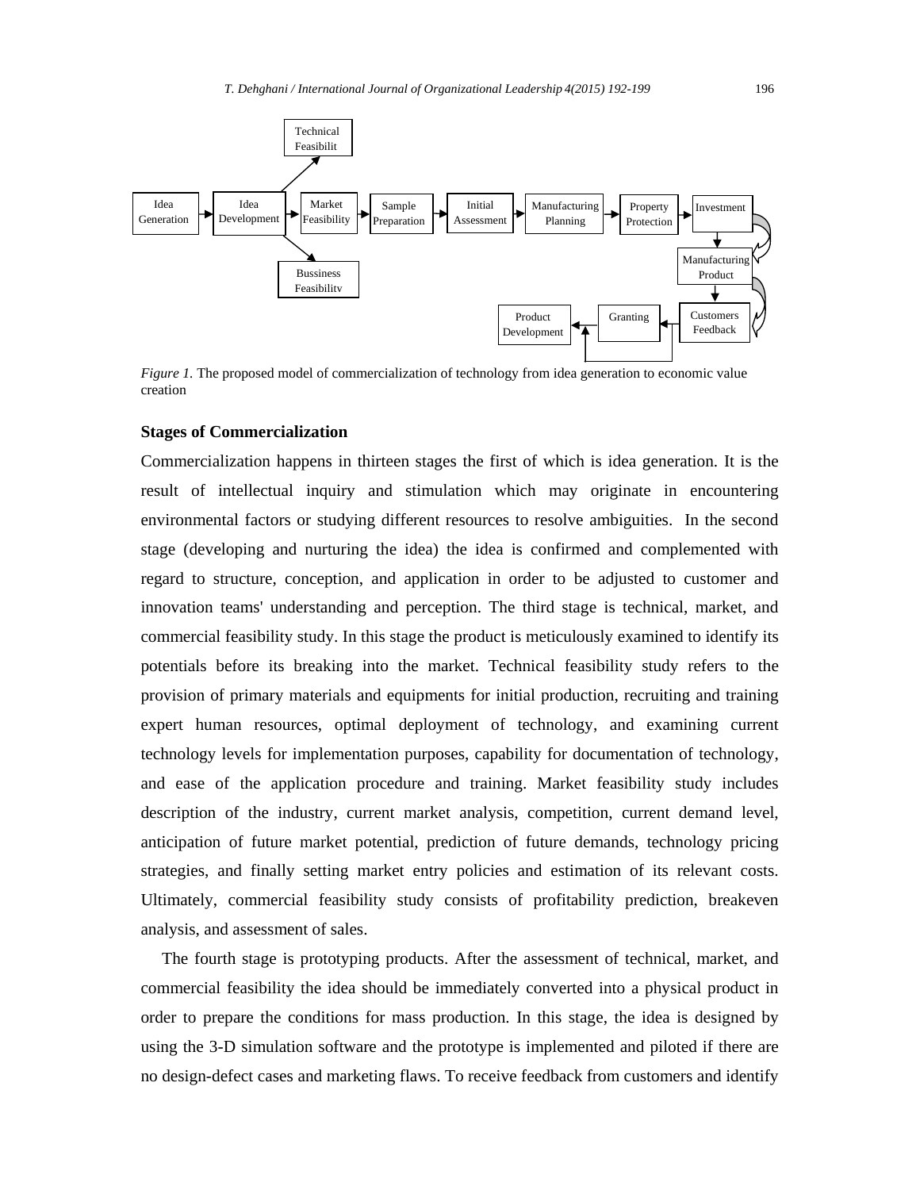*Figure 1.* The proposed model of commercialization of technology from idea generation to economic value creation

### Stages of Commercialization

Commercialization happens in thirteen stages the first of which is idea generation. It is the result of intellectual inquiry and stimulation which may originate in encountering environmental factors or studying different resources to resolve ambiguities. In the second stage (developing and nurturing the idea) the idea is confirmed and complemented with regard to structure, conception, and application in order to be adjusted to customer and innovation teams' understanding and perception. The third stage is technical, market, and commercial feasibility study. In this stage the product is meticulously examined to identify its potentials before its breaking into the market. Technical feasibility study refers to the provision of primary materials and equipments for initial production, recruiting and training expert human resources, optimal deployment of technology, and examining current technology levels for implementation purposes, capability for documentation of technology, and ease of the application procedure and training. Market feasibility study includes description of the industry, current market analysis, competition, current demand level, anticipation of future market potential, prediction of future demands, technology pricing strategies, and finally setting market entry policies and estimation of its relevant costs. Ultimately, commercial feasibility study consists of profitability prediction, breakeven analysis, and assessment of sales.

The fourth stage is prototyping products. After the assessment of technical, market, and commercial feasibility the idea should be immediately converted into a physical product in order to prepare the conditions for mass production. In this stage, the idea is designed by using the 3-D simulation software and the prototype is implemented and piloted if there are no design-defect cases and marketing flaws. To receive feedback from customers and identify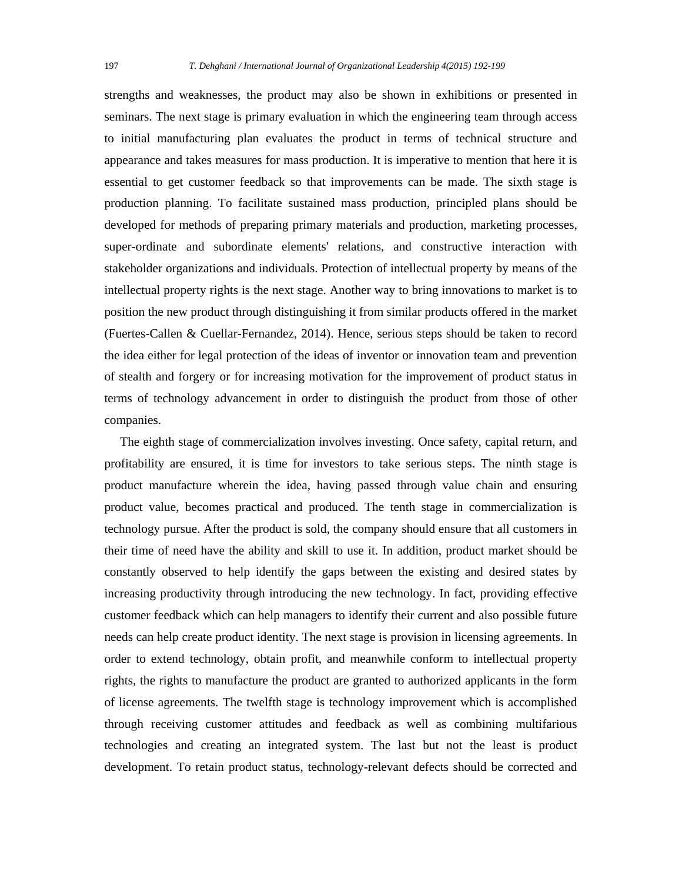strengths and weaknesses, the product may also be shown in exhibitions or presented in seminars. The next stage is primary evaluation in which the engineering team through access to initial manufacturing plan evaluates the product in terms of technical structure and appearance and takes measures for mass production. It is imperative to mention that here it is essential to get customer feedback so that improvements can be made. The sixth stage is production planning. To facilitate sustained mass production, principled plans should be developed for methods of preparing primary materials and production, marketing processes, super-ordinate and subordinate elements' relations, and constructive interaction with stakeholder organizations and individuals. Protection of intellectual property by means of the intellectual property rights is the next stage. Another way to bring innovations to market is to position the new product through distinguishing it from similar products offered in the market (Fuertes-Callen & Cuellar-Fernandez, 2014). Hence, serious steps should be taken to record the idea either for legal protection of the ideas of inventor or innovation team and prevention of stealth and forgery or for increasing motivation for the improvement of product status in terms of technology advancement in order to distinguish the product from those of other companies.

The eighth stage of commercialization involves investing. Once safety, capital return, and profitability are ensured, it is time for investors to take serious steps. The ninth stage is product manufacture wherein the idea, having passed through value chain and ensuring product value, becomes practical and produced. The tenth stage in commercialization is technology pursue. After the product is sold, the company should ensure that all customers in their time of need have the ability and skill to use it. In addition, product market should be constantly observed to help identify the gaps between the existing and desired states by increasing productivity through introducing the new technology. In fact, providing effective customer feedback which can help managers to identify their current and also possible future needs can help create product identity. The next stage is provision in licensing agreements. In order to extend technology, obtain profit, and meanwhile conform to intellectual property rights, the rights to manufacture the product are granted to authorized applicants in the form of license agreements. The twelfth stage is technology improvement which is accomplished through receiving customer attitudes and feedback as well as combining multifarious technologies and creating an integrated system. The last but not the least is product development. To retain product status, technology-relevant defects should be corrected and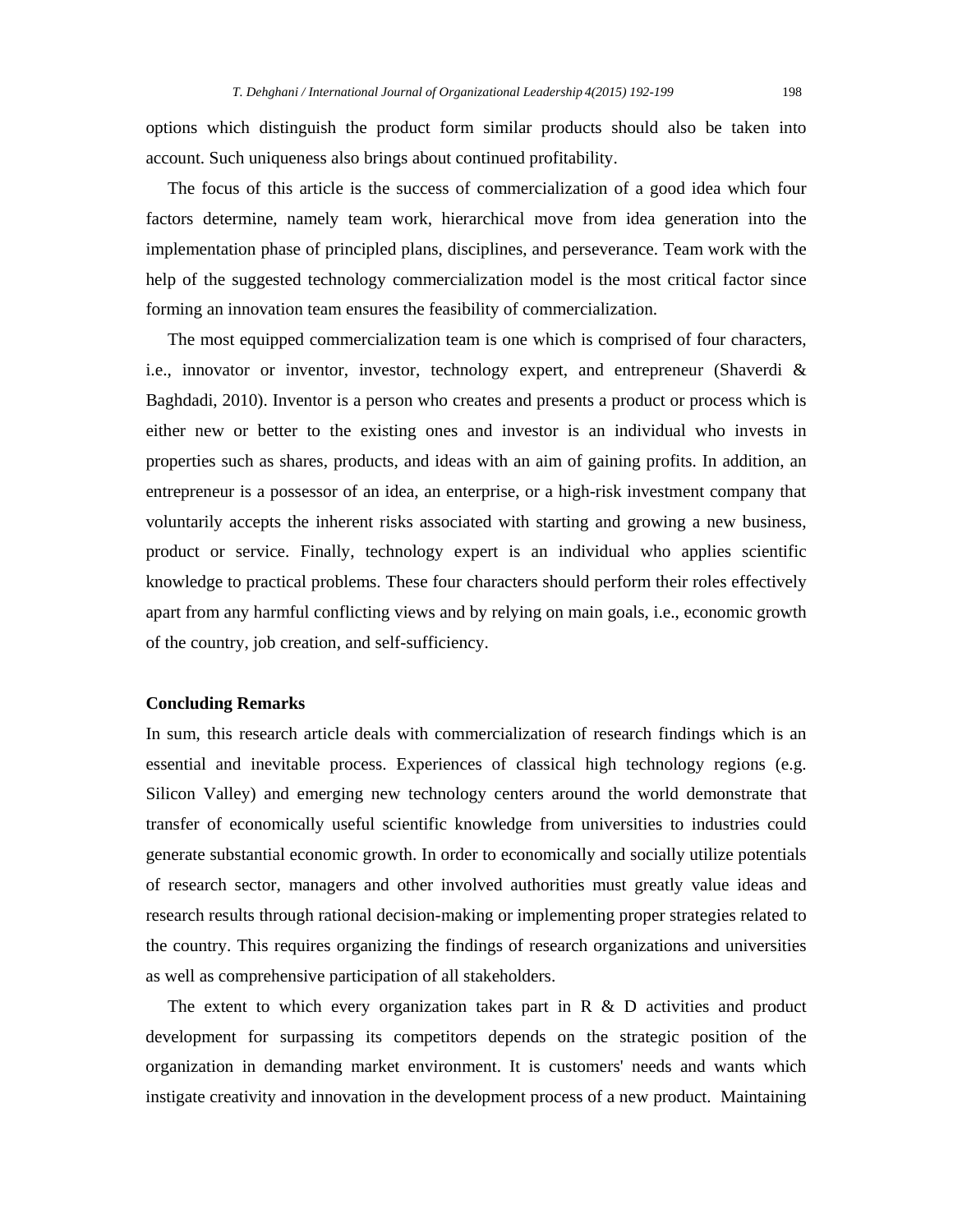options which distinguish the product form similar products should also be taken into account. Such uniqueness also brings about continued profitability.

The focus of this article is the success of commercialization of a good idea which four factors determine, namely team work, hierarchical move from idea generation into the implementation phase of principled plans, disciplines, and perseverance. Team work with the help of the suggested technology commercialization model is the most critical factor since forming an innovation team ensures the feasibility of commercialization.

The most equipped commercialization team is one which is comprised of four characters, i.e., innovator or inventor, investor, technology expert, and entrepreneur (Shaverdi & Baghdadi, 2010). Inventor is a person who creates and presents a product or process which is either new or better to the existing ones and investor is an individual who invests in properties such as shares, products, and ideas with an aim of gaining profits. In addition, an entrepreneur is a possessor of an idea, an enterprise, or a high-risk investment company that voluntarily accepts the inherent risks associated with starting and growing a new business, product or service. Finally, technology expert is an individual who applies scientific knowledge to practical problems. These four characters should perform their roles effectively apart from any harmful conflicting views and by relying on main goals, i.e., economic growth of the country, job creation, and self-sufficiency.

## Concluding Remarks

In sum, this research article deals with commercialization of research findings which is an essential and inevitable process. Experiences of classical high technology regions (e.g. Silicon Valley) and emerging new technology centers around the world demonstrate that transfer of economically useful scientific knowledge from universities to industries could generate substantial economic growth. In order to economically and socially utilize potentials of research sector, managers and other involved authorities must greatly value ideas and research results through rational decision-making or implementing proper strategies related to the country. This requires organizing the findings of research organizations and universities as well as comprehensive participation of all stakeholders.

The extent to which every organization takes part in R & D activities and product development for surpassing its competitors depends on the strategic position of the organization in demanding market environment. It is customers' needs and wants which instigate creativity and innovation in the development process of a new product. Maintaining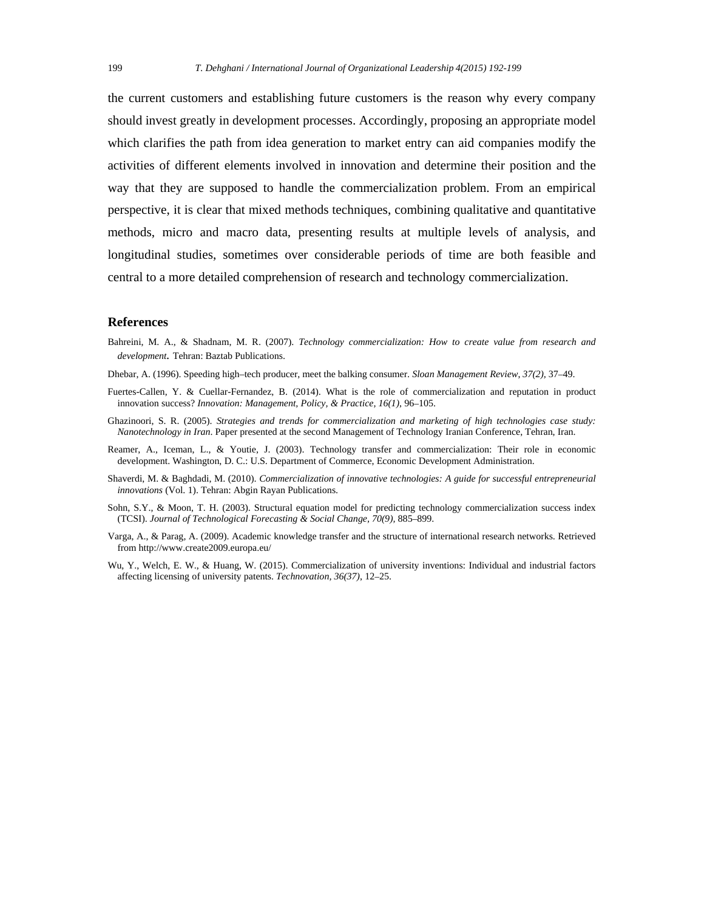the current customers and establishing future customers is the reason why every company should invest greatly in development processes. Accordingly, proposing an appropriate model which clarifies the path from idea generation to market entry can aid companies modify the activities of different elements involved in innovation and determine their position and the way that they are supposed to handle the commercialization problem. From an empirical perspective, it is clear that mixed methods techniques, combining qualitative and quantitative methods, micro and macro data, presenting results at multiple levels of analysis, and longitudinal studies, sometimes over considerable periods of time are both feasible and central to a more detailed comprehension of research and technology commercialization.

## References

Bahreini, M. A., & Shadnam, M. R. (2007). *Technology commercialization: How to create value from research and development***.** Tehran: Baztab Publications.

Dhebar, A. (1996). Speeding high–tech producer, meet the balking consumer. *Sloan Management Review, 37(2),* 37–49.

Fuertes-Callen, Y. & Cuellar-Fernandez, B. (2014). What is the role of commercialization and reputation in product innovation success? *Innovation: Management, Policy, & Practice, 16(1),* 96–105.

Ghazinoori, S. R. (2005). *Strategies and trends for commercialization and marketing of high technologies case study: Nanotechnology in Iran*. Paper presented at the second Management of Technology Iranian Conference, Tehran, Iran.

Reamer, A., Iceman, L., & Youtie, J. (2003). Technology transfer and commercialization: Their role in economic development. Washington, D. C.: U.S. Department of Commerce, Economic Development Administration.

Shaverdi, M. & Baghdadi, M. (2010). *Commercialization of innovative technologies: A guide for successful entrepreneurial innovations* (Vol. 1). Tehran: Abgin Rayan Publications.

Sohn, S.Y., & Moon, T. H. (2003). Structural equation model for predicting technology commercialization success index (TCSI). *Journal of Technological Forecasting & Social Change, 70(9),* 885–899.

Varga, A., & Parag, A. (2009). Academic knowledge transfer and the structure of international research networks. Retrieved from http://www.create2009.europa.eu/

Wu, Y., Welch, E. W., & Huang, W. (2015). Commercialization of university inventions: Individual and industrial factors affecting licensing of university patents. *Technovation, 36(37),* 12–25.